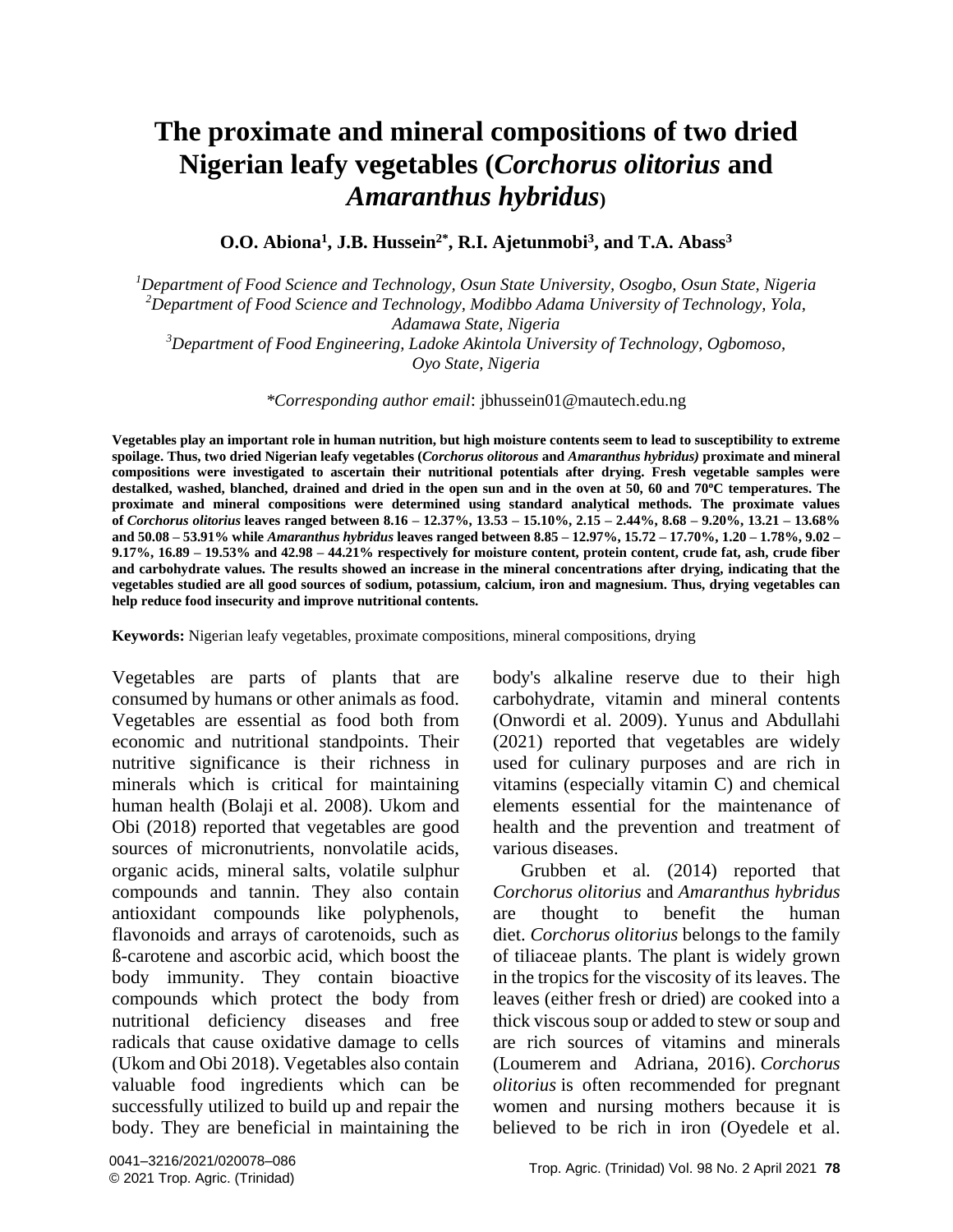# The proximate and mineral compositions of two dried Nigerian leafy vegetables (*Corchorus olitorius* and *Amaranthus hybridus*)

**O.O. Abiona[1], J.B. Hussein[2*], R.I. Ajetunmobi[3], and T.A. Abass[3]**

[1]*Department of Food Science and Technology, Osun State University, Osogbo, Osun State, Nigeria*
[2]*Department of Food Science and Technology, Modibbo Adama University of Technology, Yola, Adamawa State, Nigeria*
[3]*Department of Food Engineering, Ladoke Akintola University of Technology, Ogbomoso, Oyo State, Nigeria*

*\*Corresponding author email*: jbhussein01@mautech.edu.ng

**Vegetables play an important role in human nutrition, but high moisture contents seem to lead to susceptibility to extreme spoilage. Thus, two dried Nigerian leafy vegetables (*Corchorus olitorous* and *Amaranthus hybridus)* proximate and mineral compositions were investigated to ascertain their nutritional potentials after drying. Fresh vegetable samples were destalked, washed, blanched, drained and dried in the open sun and in the oven at 50, 60 and 70ºC temperatures. The proximate and mineral compositions were determined using standard analytical methods. The proximate values of *Corchorus olitorius* leaves ranged between 8.16 – 12.37%, 13.53 – 15.10%, 2.15 – 2.44%, 8.68 – 9.20%, 13.21 – 13.68% and 50.08 – 53.91% while *Amaranthus hybridus* leaves ranged between 8.85 – 12.97%, 15.72 – 17.70%, 1.20 – 1.78%, 9.02 – 9.17%, 16.89 – 19.53% and 42.98 – 44.21% respectively for moisture content, protein content, crude fat, ash, crude fiber and carbohydrate values. The results showed an increase in the mineral concentrations after drying, indicating that the vegetables studied are all good sources of sodium, potassium, calcium, iron and magnesium. Thus, drying vegetables can help reduce food insecurity and improve nutritional contents.**

**Keywords:** Nigerian leafy vegetables, proximate compositions, mineral compositions, drying

Vegetables are parts of plants that are consumed by humans or other animals as food. Vegetables are essential as food both from economic and nutritional standpoints. Their nutritive significance is their richness in minerals which is critical for maintaining human health (Bolaji et al. 2008). Ukom and Obi (2018) reported that vegetables are good sources of micronutrients, nonvolatile acids, organic acids, mineral salts, volatile sulphur compounds and tannin. They also contain antioxidant compounds like polyphenols, flavonoids and arrays of carotenoids, such as ß-carotene and ascorbic acid, which boost the body immunity. They contain bioactive compounds which protect the body from nutritional deficiency diseases and free radicals that cause oxidative damage to cells (Ukom and Obi 2018). Vegetables also contain valuable food ingredients which can be successfully utilized to build up and repair the body. They are beneficial in maintaining the body's alkaline reserve due to their high carbohydrate, vitamin and mineral contents (Onwordi et al. 2009). Yunus and Abdullahi (2021) reported that vegetables are widely used for culinary purposes and are rich in vitamins (especially vitamin C) and chemical elements essential for the maintenance of health and the prevention and treatment of various diseases.

Grubben et al*.* (2014) reported that *Corchorus olitorius* and *Amaranthus hybridus* are thought to benefit the human diet. *Corchorus olitorius* belongs to the family of tiliaceae plants. The plant is widely grown in the tropics for the viscosity of its leaves. The leaves (either fresh or dried) are cooked into a thick viscous soup or added to stew or soup and are rich sources of vitamins and minerals (Loumerem and Adriana, 2016). *Corchorus olitorius* is often recommended for pregnant women and nursing mothers because it is believed to be rich in iron (Oyedele et al.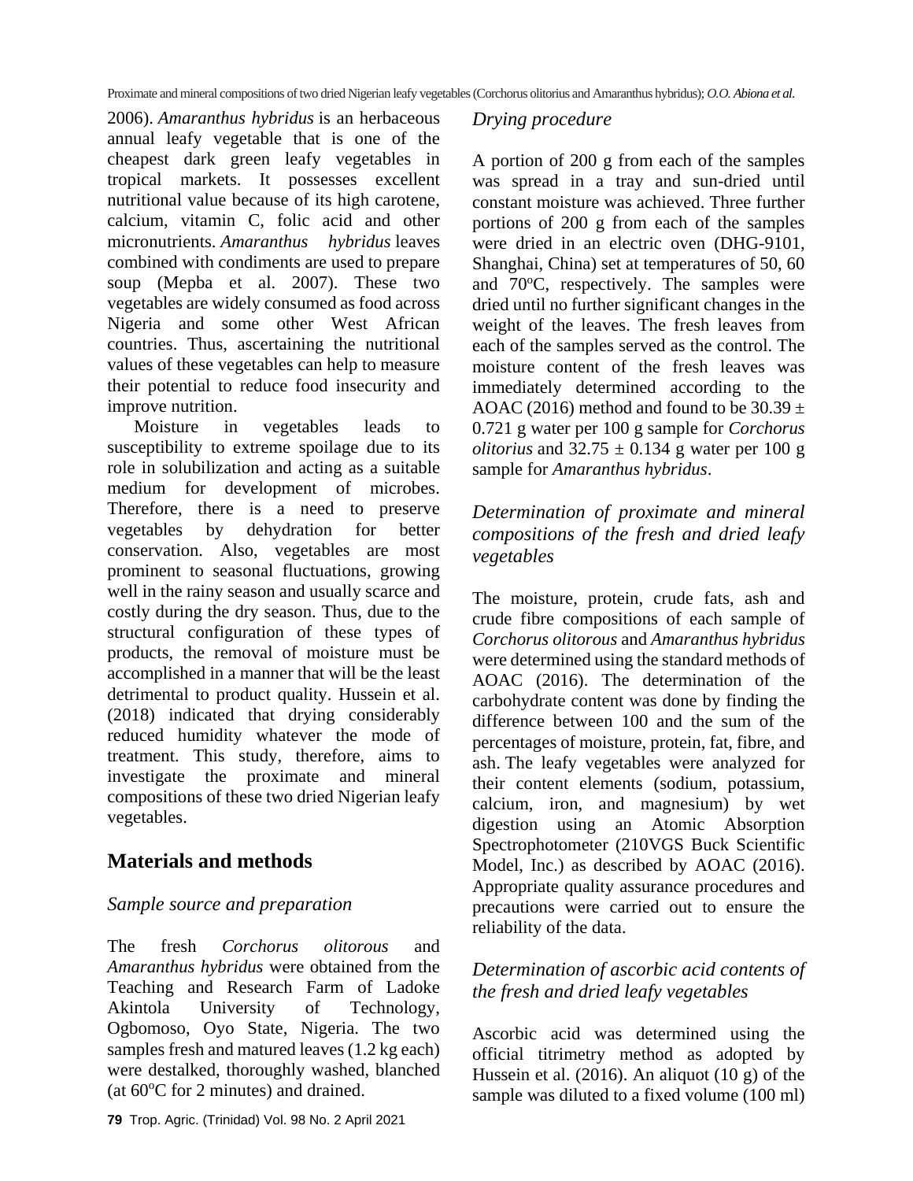2006). *Amaranthus hybridus* is an herbaceous annual leafy vegetable that is one of the cheapest dark green leafy vegetables in tropical markets. It possesses excellent nutritional value because of its high carotene, calcium, vitamin C, folic acid and other micronutrients. *Amaranthus hybridus* leaves combined with condiments are used to prepare soup (Mepba et al. 2007). These two vegetables are widely consumed as food across Nigeria and some other West African countries. Thus, ascertaining the nutritional values of these vegetables can help to measure their potential to reduce food insecurity and improve nutrition.

Moisture in vegetables leads to susceptibility to extreme spoilage due to its role in solubilization and acting as a suitable medium for development of microbes. Therefore, there is a need to preserve vegetables by dehydration for better conservation. Also, vegetables are most prominent to seasonal fluctuations, growing well in the rainy season and usually scarce and costly during the dry season. Thus, due to the structural configuration of these types of products, the removal of moisture must be accomplished in a manner that will be the least detrimental to product quality. Hussein et al. (2018) indicated that drying considerably reduced humidity whatever the mode of treatment. This study, therefore, aims to investigate the proximate and mineral compositions of these two dried Nigerian leafy vegetables.

## Materials and methods

### *Sample source and preparation*

The fresh *Corchorus olitorous* and *Amaranthus hybridus* were obtained from the Teaching and Research Farm of Ladoke Akintola University of Technology, Ogbomoso, Oyo State, Nigeria. The two samples fresh and matured leaves (1.2 kg each) were destalked, thoroughly washed, blanched (at 60$^{o}$C for 2 minutes) and drained.

### *Drying procedure*

A portion of 200 g from each of the samples was spread in a tray and sun-dried until constant moisture was achieved. Three further portions of 200 g from each of the samples were dried in an electric oven (DHG-9101, Shanghai, China) set at temperatures of 50, 60 and 70$^{o}$C, respectively. The samples were dried until no further significant changes in the weight of the leaves. The fresh leaves from each of the samples served as the control. The moisture content of the fresh leaves was immediately determined according to the AOAC (2016) method and found to be 30.39 $\pm$ 0.721 g water per 100 g sample for *Corchorus olitorius* and 32.75 $\pm$ 0.134 g water per 100 g sample for *Amaranthus hybridus*.

### *Determination of proximate and mineral compositions of the fresh and dried leafy vegetables*

The moisture, protein, crude fats, ash and crude fibre compositions of each sample of *Corchorus olitorous* and *Amaranthus hybridus* were determined using the standard methods of AOAC (2016). The determination of the carbohydrate content was done by finding the difference between 100 and the sum of the percentages of moisture, protein, fat, fibre, and ash. The leafy vegetables were analyzed for their content elements (sodium, potassium, calcium, iron, and magnesium) by wet digestion using an Atomic Absorption Spectrophotometer (210VGS Buck Scientific Model, Inc.) as described by AOAC (2016). Appropriate quality assurance procedures and precautions were carried out to ensure the reliability of the data.

### *Determination of ascorbic acid contents of the fresh and dried leafy vegetables*

Ascorbic acid was determined using the official titrimetry method as adopted by Hussein et al. (2016). An aliquot (10 g) of the sample was diluted to a fixed volume (100 ml)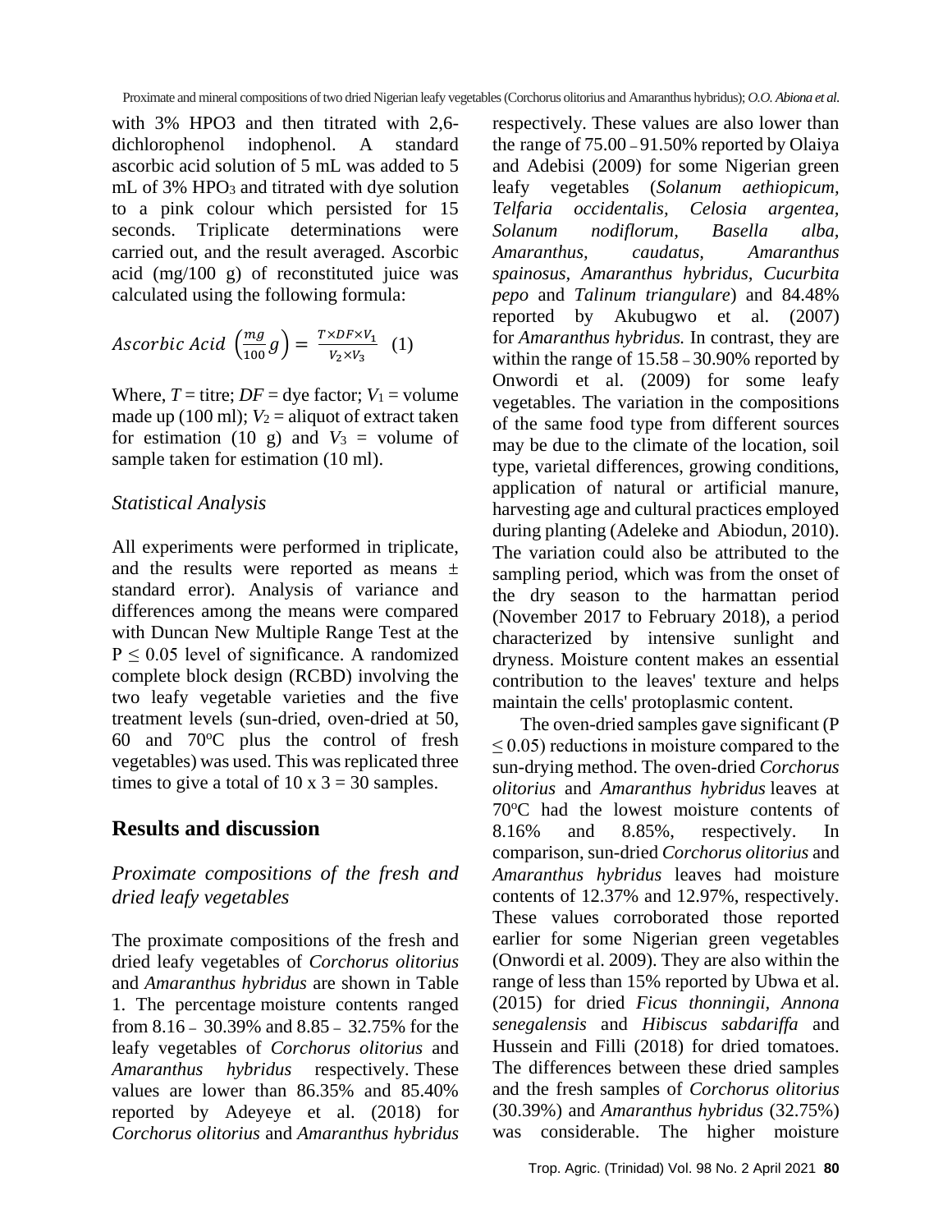with 3% HPO3 and then titrated with 2,6-dichlorophenol indophenol. A standard ascorbic acid solution of 5 mL was added to 5 mL of 3% $HPO_3$ and titrated with dye solution to a pink colour which persisted for 15 seconds. Triplicate determinations were carried out, and the result averaged. Ascorbic acid (mg/100 g) of reconstituted juice was calculated using the following formula:

$$Ascorbic\ Acid\ \left(\frac{mg}{100}g\right) = \frac{T \times DF \times V_1}{V_2 \times V_3} \quad (1)$$

Where, $T$ = titre; $DF$ = dye factor; $V_1$ = volume made up (100 ml); $V_2$ = aliquot of extract taken for estimation (10 g) and $V_3$ = volume of sample taken for estimation (10 ml).

### *Statistical Analysis*

All experiments were performed in triplicate, and the results were reported as means ± standard error). Analysis of variance and differences among the means were compared with Duncan New Multiple Range Test at the $P \leq 0.05$ level of significance. A randomized complete block design (RCBD) involving the two leafy vegetable varieties and the five treatment levels (sun-dried, oven-dried at 50, 60 and 70$^o$C plus the control of fresh vegetables) was used. This was replicated three times to give a total of 10 x 3 = 30 samples.

## Results and discussion

### *Proximate compositions of the fresh and dried leafy vegetables*

The proximate compositions of the fresh and dried leafy vegetables of *Corchorus olitorius* and *Amaranthus hybridus* are shown in Table 1. The percentage moisture contents ranged from 8.16 – 30.39% and 8.85 – 32.75% for the leafy vegetables of *Corchorus olitorius* and *Amaranthus hybridus* respectively. These values are lower than 86.35% and 85.40% reported by Adeyeye et al. (2018) for *Corchorus olitorius* and *Amaranthus hybridus* respectively. These values are also lower than the range of 75.00 – 91.50% reported by Olaiya and Adebisi (2009) for some Nigerian green leafy vegetables (*Solanum aethiopicum, Telfaria occidentalis, Celosia argentea, Solanum nodiflorum, Basella alba, Amaranthus, caudatus, Amaranthus spainosus, Amaranthus hybridus, Cucurbita pepo* and *Talinum triangulare*) and 84.48% reported by Akubugwo et al. (2007) for *Amaranthus hybridus.* In contrast, they are within the range of 15.58 – 30.90% reported by Onwordi et al. (2009) for some leafy vegetables. The variation in the compositions of the same food type from different sources may be due to the climate of the location, soil type, varietal differences, growing conditions, application of natural or artificial manure, harvesting age and cultural practices employed during planting (Adeleke and Abiodun, 2010). The variation could also be attributed to the sampling period, which was from the onset of the dry season to the harmattan period (November 2017 to February 2018), a period characterized by intensive sunlight and dryness. Moisture content makes an essential contribution to the leaves' texture and helps maintain the cells' protoplasmic content.

The oven-dried samples gave significant ($P \leq 0.05$) reductions in moisture compared to the sun-drying method. The oven-dried *Corchorus olitorius* and *Amaranthus hybridus* leaves at 70$^o$C had the lowest moisture contents of 8.16% and 8.85%, respectively. In comparison, sun-dried *Corchorus olitorius* and *Amaranthus hybridus* leaves had moisture contents of 12.37% and 12.97%, respectively. These values corroborated those reported earlier for some Nigerian green vegetables (Onwordi et al. 2009). They are also within the range of less than 15% reported by Ubwa et al. (2015) for dried *Ficus thonningii, Annona senegalensis* and *Hibiscus sabdariffa* and Hussein and Filli (2018) for dried tomatoes. The differences between these dried samples and the fresh samples of *Corchorus olitorius* (30.39%) and *Amaranthus hybridus* (32.75%) was considerable. The higher moisture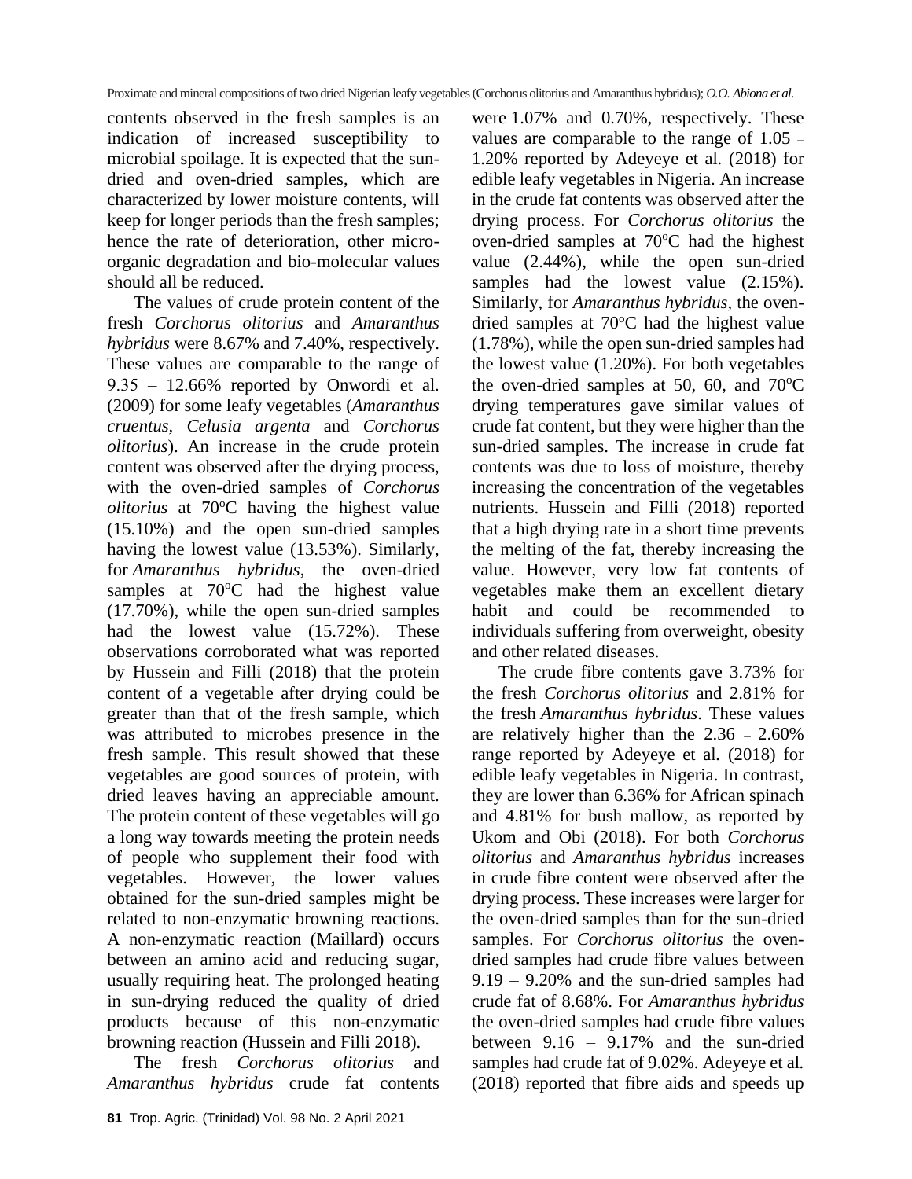contents observed in the fresh samples is an indication of increased susceptibility to microbial spoilage. It is expected that the sun-dried and oven-dried samples, which are characterized by lower moisture contents, will keep for longer periods than the fresh samples; hence the rate of deterioration, other micro-organic degradation and bio-molecular values should all be reduced.

The values of crude protein content of the fresh *Corchorus olitorius* and *Amaranthus hybridus* were 8.67% and 7.40%, respectively. These values are comparable to the range of 9.35 – 12.66% reported by Onwordi et al. (2009) for some leafy vegetables (*Amaranthus cruentus, Celusia argenta* and *Corchorus olitorius*). An increase in the crude protein content was observed after the drying process, with the oven-dried samples of *Corchorus olitorius* at 70$^{o}$C having the highest value (15.10%) and the open sun-dried samples having the lowest value (13.53%). Similarly, for *Amaranthus hybridus*, the oven-dried samples at 70$^{o}$C had the highest value (17.70%), while the open sun-dried samples had the lowest value (15.72%). These observations corroborated what was reported by Hussein and Filli (2018) that the protein content of a vegetable after drying could be greater than that of the fresh sample, which was attributed to microbes presence in the fresh sample. This result showed that these vegetables are good sources of protein, with dried leaves having an appreciable amount. The protein content of these vegetables will go a long way towards meeting the protein needs of people who supplement their food with vegetables. However, the lower values obtained for the sun-dried samples might be related to non-enzymatic browning reactions. A non-enzymatic reaction (Maillard) occurs between an amino acid and reducing sugar, usually requiring heat. The prolonged heating in sun-drying reduced the quality of dried products because of this non-enzymatic browning reaction (Hussein and Filli 2018).

The fresh *Corchorus olitorius* and *Amaranthus hybridus* crude fat contents were 1.07% and 0.70%, respectively. These values are comparable to the range of 1.05 – 1.20% reported by Adeyeye et al. (2018) for edible leafy vegetables in Nigeria. An increase in the crude fat contents was observed after the drying process. For *Corchorus olitorius* the oven-dried samples at 70$^{o}$C had the highest value (2.44%), while the open sun-dried samples had the lowest value (2.15%). Similarly, for *Amaranthus hybridus*, the oven-dried samples at 70$^{o}$C had the highest value (1.78%), while the open sun-dried samples had the lowest value (1.20%). For both vegetables the oven-dried samples at 50, 60, and 70$^{o}$C drying temperatures gave similar values of crude fat content, but they were higher than the sun-dried samples. The increase in crude fat contents was due to loss of moisture, thereby increasing the concentration of the vegetables nutrients. Hussein and Filli (2018) reported that a high drying rate in a short time prevents the melting of the fat, thereby increasing the value. However, very low fat contents of vegetables make them an excellent dietary habit and could be recommended to individuals suffering from overweight, obesity and other related diseases.

The crude fibre contents gave 3.73% for the fresh *Corchorus olitorius* and 2.81% for the fresh *Amaranthus hybridus*. These values are relatively higher than the 2.36 – 2.60% range reported by Adeyeye et al. (2018) for edible leafy vegetables in Nigeria. In contrast, they are lower than 6.36% for African spinach and 4.81% for bush mallow, as reported by Ukom and Obi (2018). For both *Corchorus olitorius* and *Amaranthus hybridus* increases in crude fibre content were observed after the drying process. These increases were larger for the oven-dried samples than for the sun-dried samples. For *Corchorus olitorius* the oven-dried samples had crude fibre values between 9.19 – 9.20% and the sun-dried samples had crude fat of 8.68%. For *Amaranthus hybridus* the oven-dried samples had crude fibre values between 9.16 – 9.17% and the sun-dried samples had crude fat of 9.02%. Adeyeye et al. (2018) reported that fibre aids and speeds up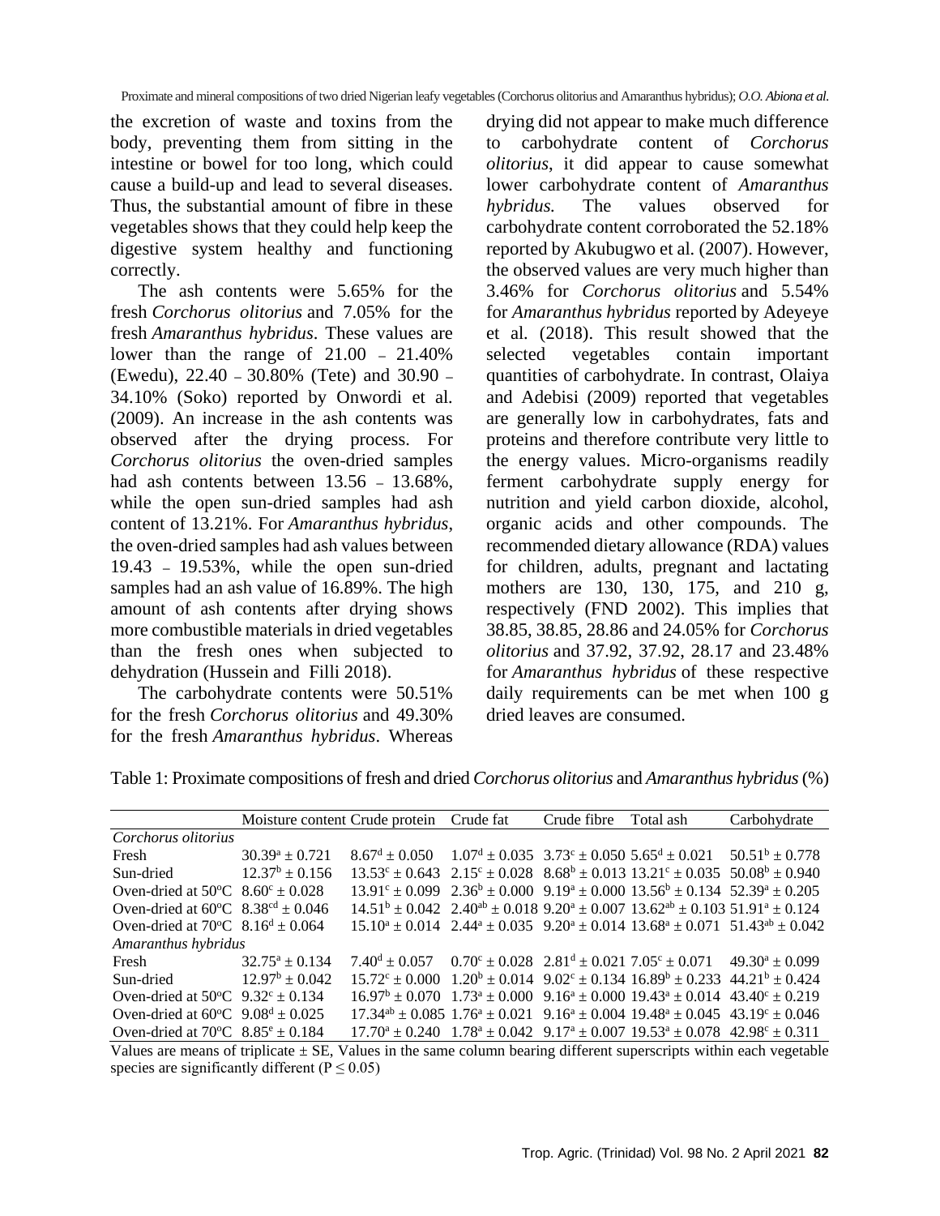the excretion of waste and toxins from the body, preventing them from sitting in the intestine or bowel for too long, which could cause a build-up and lead to several diseases. Thus, the substantial amount of fibre in these vegetables shows that they could help keep the digestive system healthy and functioning correctly.

The ash contents were 5.65% for the fresh *Corchorus olitorius* and 7.05% for the fresh *Amaranthus hybridus*. These values are lower than the range of 21.00 – 21.40% (Ewedu), 22.40 – 30.80% (Tete) and 30.90 – 34.10% (Soko) reported by Onwordi et al. (2009). An increase in the ash contents was observed after the drying process. For *Corchorus olitorius* the oven-dried samples had ash contents between 13.56 – 13.68%, while the open sun-dried samples had ash content of 13.21%. For *Amaranthus hybridus*, the oven-dried samples had ash values between 19.43 – 19.53%, while the open sun-dried samples had an ash value of 16.89%. The high amount of ash contents after drying shows more combustible materials in dried vegetables than the fresh ones when subjected to dehydration (Hussein and Filli 2018).

The carbohydrate contents were 50.51% for the fresh *Corchorus olitorius* and 49.30% for the fresh *Amaranthus hybridus*. Whereas drying did not appear to make much difference to carbohydrate content of *Corchorus olitorius*, it did appear to cause somewhat lower carbohydrate content of *Amaranthus hybridus.* The values observed for carbohydrate content corroborated the 52.18% reported by Akubugwo et al. (2007). However, the observed values are very much higher than 3.46% for *Corchorus olitorius* and 5.54% for *Amaranthus hybridus* reported by Adeyeye et al. (2018). This result showed that the selected vegetables contain important quantities of carbohydrate. In contrast, Olaiya and Adebisi (2009) reported that vegetables are generally low in carbohydrates, fats and proteins and therefore contribute very little to the energy values. Micro-organisms readily ferment carbohydrate supply energy for nutrition and yield carbon dioxide, alcohol, organic acids and other compounds. The recommended dietary allowance (RDA) values for children, adults, pregnant and lactating mothers are 130, 130, 175, and 210 g, respectively (FND 2002). This implies that 38.85, 38.85, 28.86 and 24.05% for *Corchorus olitorius* and 37.92, 37.92, 28.17 and 23.48% for *Amaranthus hybridus* of these respective daily requirements can be met when 100 g dried leaves are consumed.

Table 1: Proximate compositions of fresh and dried *Corchorus olitorius* and *Amaranthus hybridus* (%)

| | Moisture content | Crude protein | Crude fat | Crude fibre | Total ash | Carbohydrate |
|---|---|---|---|---|---|---|
| *Corchorus olitorius* | | | | | | |
| Fresh | $30.39^{a} \pm 0.721$ | $8.67^{d} \pm 0.050$ | $1.07^{d} \pm 0.035$ | $3.73^{c} \pm 0.050$ | $5.65^{d} \pm 0.021$ | $50.51^{b} \pm 0.778$ |
| Sun-dried | $12.37^{b} \pm 0.156$ | $13.53^{c} \pm 0.643$ | $2.15^{c} \pm 0.028$ | $8.68^{b} \pm 0.013$ | $13.21^{c} \pm 0.035$ | $50.08^{b} \pm 0.940$ |
| Oven-dried at 50°C | $8.60^{c} \pm 0.028$ | $13.91^{c} \pm 0.099$ | $2.36^{b} \pm 0.000$ | $9.19^{a} \pm 0.000$ | $13.56^{b} \pm 0.134$ | $52.39^{a} \pm 0.205$ |
| Oven-dried at 60°C | $8.38^{cd} \pm 0.046$ | $14.51^{b} \pm 0.042$ | $2.40^{ab} \pm 0.018$ | $9.20^{a} \pm 0.007$ | $13.62^{ab} \pm 0.103$ | $51.91^{a} \pm 0.124$ |
| Oven-dried at 70°C | $8.16^{d} \pm 0.064$ | $15.10^{a} \pm 0.014$ | $2.44^{a} \pm 0.035$ | $9.20^{a} \pm 0.014$ | $13.68^{a} \pm 0.071$ | $51.43^{ab} \pm 0.042$ |
| *Amaranthus hybridus* | | | | | | |
| Fresh | $32.75^{a} \pm 0.134$ | $7.40^{d} \pm 0.057$ | $0.70^{c} \pm 0.028$ | $2.81^{d} \pm 0.021$ | $7.05^{c} \pm 0.071$ | $49.30^{a} \pm 0.099$ |
| Sun-dried | $12.97^{b} \pm 0.042$ | $15.72^{c} \pm 0.000$ | $1.20^{b} \pm 0.014$ | $9.02^{c} \pm 0.134$ | $16.89^{b} \pm 0.233$ | $44.21^{b} \pm 0.424$ |
| Oven-dried at 50°C | $9.32^{c} \pm 0.134$ | $16.97^{b} \pm 0.070$ | $1.73^{a} \pm 0.000$ | $9.16^{a} \pm 0.000$ | $19.43^{a} \pm 0.014$ | $43.40^{c} \pm 0.219$ |
| Oven-dried at 60°C | $9.08^{d} \pm 0.025$ | $17.34^{ab} \pm 0.085$ | $1.76^{a} \pm 0.021$ | $9.16^{a} \pm 0.004$ | $19.48^{a} \pm 0.045$ | $43.19^{c} \pm 0.046$ |
| Oven-dried at 70°C | $8.85^{e} \pm 0.184$ | $17.70^{a} \pm 0.240$ | $1.78^{a} \pm 0.042$ | $9.17^{a} \pm 0.007$ | $19.53^{a} \pm 0.078$ | $42.98^{c} \pm 0.311$ |

Values are means of triplicate ± SE, Values in the same column bearing different superscripts within each vegetable species are significantly different ($P \leq 0.05$)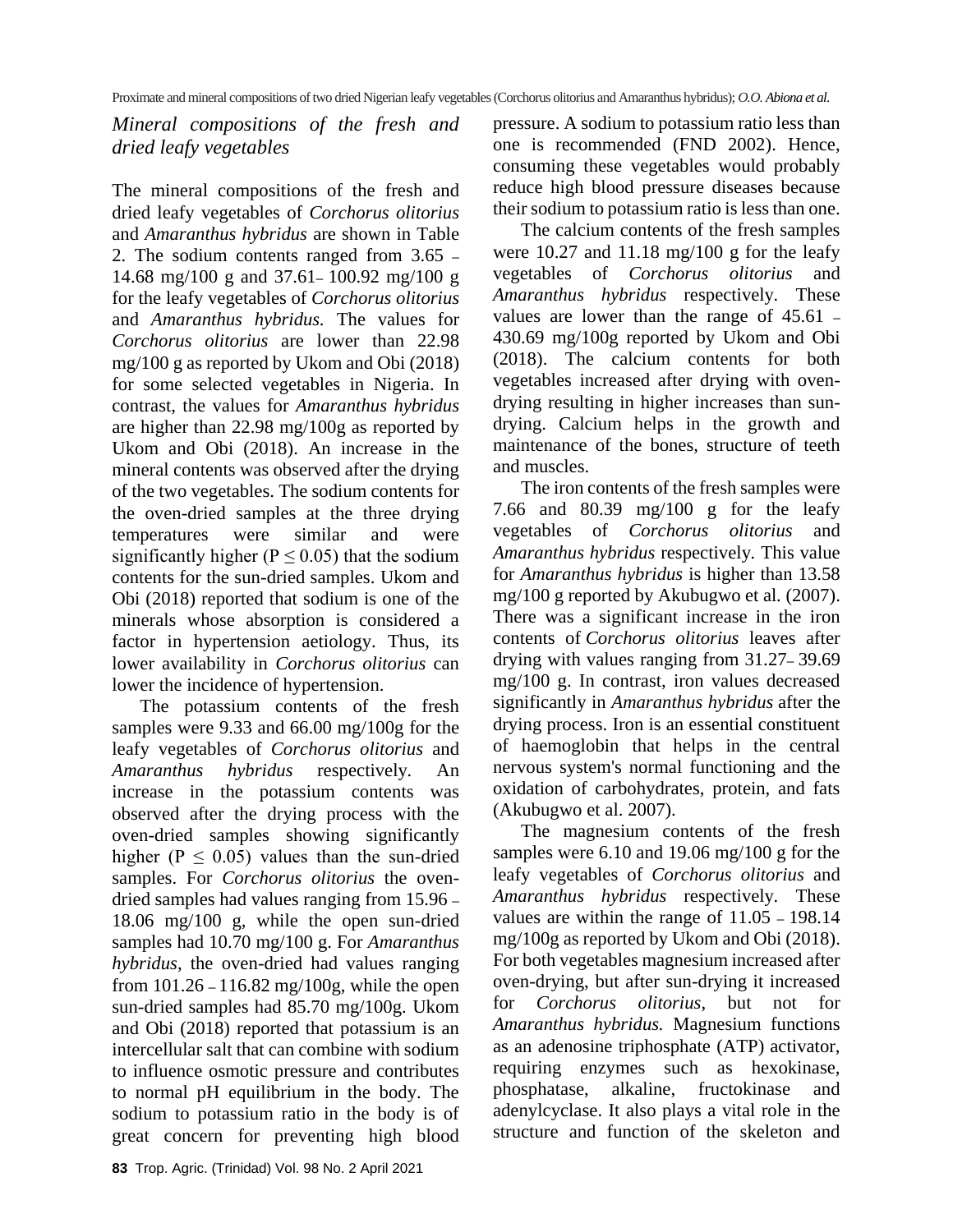### *Mineral compositions of the fresh and dried leafy vegetables*

The mineral compositions of the fresh and dried leafy vegetables of *Corchorus olitorius* and *Amaranthus hybridus* are shown in Table 2. The sodium contents ranged from 3.65 – 14.68 mg/100 g and 37.61– 100.92 mg/100 g for the leafy vegetables of *Corchorus olitorius* and *Amaranthus hybridus.* The values for *Corchorus olitorius* are lower than 22.98 mg/100 g as reported by Ukom and Obi (2018) for some selected vegetables in Nigeria. In contrast, the values for *Amaranthus hybridus* are higher than 22.98 mg/100g as reported by Ukom and Obi (2018). An increase in the mineral contents was observed after the drying of the two vegetables. The sodium contents for the oven-dried samples at the three drying temperatures were similar and were significantly higher ($P \leq 0.05$) that the sodium contents for the sun-dried samples. Ukom and Obi (2018) reported that sodium is one of the minerals whose absorption is considered a factor in hypertension aetiology. Thus, its lower availability in *Corchorus olitorius* can lower the incidence of hypertension.

The potassium contents of the fresh samples were 9.33 and 66.00 mg/100g for the leafy vegetables of *Corchorus olitorius* and *Amaranthus hybridus* respectively. An increase in the potassium contents was observed after the drying process with the oven-dried samples showing significantly higher ($P \leq 0.05$) values than the sun-dried samples. For *Corchorus olitorius* the oven-dried samples had values ranging from 15.96 – 18.06 mg/100 g, while the open sun-dried samples had 10.70 mg/100 g. For *Amaranthus hybridus*, the oven-dried had values ranging from 101.26 – 116.82 mg/100g, while the open sun-dried samples had 85.70 mg/100g. Ukom and Obi (2018) reported that potassium is an intercellular salt that can combine with sodium to influence osmotic pressure and contributes to normal pH equilibrium in the body. The sodium to potassium ratio in the body is of great concern for preventing high blood pressure. A sodium to potassium ratio less than one is recommended (FND 2002). Hence, consuming these vegetables would probably reduce high blood pressure diseases because their sodium to potassium ratio is less than one.

The calcium contents of the fresh samples were 10.27 and 11.18 mg/100 g for the leafy vegetables of *Corchorus olitorius* and *Amaranthus hybridus* respectively. These values are lower than the range of 45.61 – 430.69 mg/100g reported by Ukom and Obi (2018). The calcium contents for both vegetables increased after drying with oven-drying resulting in higher increases than sun-drying. Calcium helps in the growth and maintenance of the bones, structure of teeth and muscles.

The iron contents of the fresh samples were 7.66 and 80.39 mg/100 g for the leafy vegetables of *Corchorus olitorius* and *Amaranthus hybridus* respectively. This value for *Amaranthus hybridus* is higher than 13.58 mg/100 g reported by Akubugwo et al. (2007). There was a significant increase in the iron contents of *Corchorus olitorius* leaves after drying with values ranging from 31.27– 39.69 mg/100 g. In contrast, iron values decreased significantly in *Amaranthus hybridus* after the drying process. Iron is an essential constituent of haemoglobin that helps in the central nervous system's normal functioning and the oxidation of carbohydrates, protein, and fats (Akubugwo et al. 2007).

The magnesium contents of the fresh samples were 6.10 and 19.06 mg/100 g for the leafy vegetables of *Corchorus olitorius* and *Amaranthus hybridus* respectively. These values are within the range of 11.05 – 198.14 mg/100g as reported by Ukom and Obi (2018). For both vegetables magnesium increased after oven-drying, but after sun-drying it increased for *Corchorus olitorius*, but not for *Amaranthus hybridus.* Magnesium functions as an adenosine triphosphate (ATP) activator, requiring enzymes such as hexokinase, phosphatase, alkaline, fructokinase and adenylcyclase. It also plays a vital role in the structure and function of the skeleton and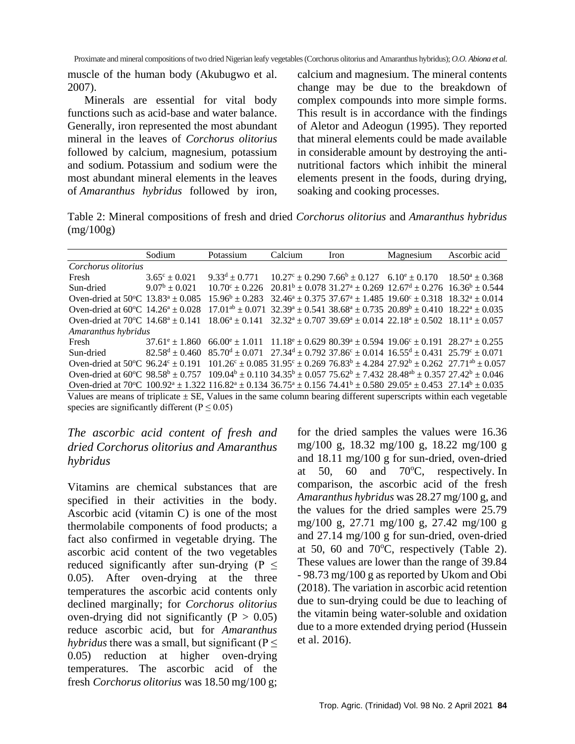muscle of the human body (Akubugwo et al. 2007).

Minerals are essential for vital body functions such as acid-base and water balance. Generally, iron represented the most abundant mineral in the leaves of *Corchorus olitorius* followed by calcium, magnesium, potassium and sodium. Potassium and sodium were the most abundant mineral elements in the leaves of *Amaranthus hybridus* followed by iron, calcium and magnesium. The mineral contents change may be due to the breakdown of complex compounds into more simple forms. This result is in accordance with the findings of Aletor and Adeogun (1995). They reported that mineral elements could be made available in considerable amount by destroying the anti-nutritional factors which inhibit the mineral elements present in the foods, during drying, soaking and cooking processes.

Table 2: Mineral compositions of fresh and dried *Corchorus olitorius* and *Amaranthus hybridus* (mg/100g)

| | Sodium | Potassium | Calcium | Iron | Magnesium | Ascorbic acid |
|---|---|---|---|---|---|---|
| *Corchorus olitorius* | | | | | | |
| Fresh | $3.65^{c} \pm 0.021$ | $9.33^{d} \pm 0.771$ | $10.27^{c} \pm 0.290$ | $7.66^{b} \pm 0.127$ | $6.10^{e} \pm 0.170$ | $18.50^{a} \pm 0.368$ |
| Sun-dried | $9.07^{b} \pm 0.021$ | $10.70^{c} \pm 0.226$ | $20.81^{b} \pm 0.078$ | $31.27^{a} \pm 0.269$ | $12.67^{d} \pm 0.276$ | $16.36^{b} \pm 0.544$ |
| Oven-dried at 50ºC | $13.83^{a} \pm 0.085$ | $15.96^{b} \pm 0.283$ | $32.46^{a} \pm 0.375$ | $37.67^{a} \pm 1.485$ | $19.60^{c} \pm 0.318$ | $18.32^{a} \pm 0.014$ |
| Oven-dried at 60ºC | $14.26^{a} \pm 0.028$ | $17.01^{ab} \pm 0.071$ | $32.39^{a} \pm 0.541$ | $38.68^{a} \pm 0.735$ | $20.89^{b} \pm 0.410$ | $18.22^{a} \pm 0.035$ |
| Oven-dried at 70ºC | $14.68^{a} \pm 0.141$ | $18.06^{a} \pm 0.141$ | $32.32^{a} \pm 0.707$ | $39.69^{a} \pm 0.014$ | $22.18^{a} \pm 0.502$ | $18.11^{a} \pm 0.057$ |
| *Amaranthus hybridus* | | | | | | |
| Fresh | $37.61^{e} \pm 1.860$ | $66.00^{e} \pm 1.011$ | $11.18^{e} \pm 0.629$ | $80.39^{a} \pm 0.594$ | $19.06^{c} \pm 0.191$ | $28.27^{a} \pm 0.255$ |
| Sun-dried | $82.58^{d} \pm 0.460$ | $85.70^{d} \pm 0.071$ | $27.34^{d} \pm 0.792$ | $37.86^{c} \pm 0.014$ | $16.55^{d} \pm 0.431$ | $25.79^{c} \pm 0.071$ |
| Oven-dried at 50ºC | $96.24^{c} \pm 0.191$ | $101.26^{c} \pm 0.085$ | $31.95^{c} \pm 0.269$ | $76.83^{b} \pm 4.284$ | $27.92^{b} \pm 0.262$ | $27.71^{ab} \pm 0.057$ |
| Oven-dried at 60ºC | $98.58^{b} \pm 0.757$ | $109.04^{b} \pm 0.110$ | $34.35^{b} \pm 0.057$ | $75.62^{b} \pm 7.432$ | $28.48^{ab} \pm 0.357$ | $27.42^{b} \pm 0.046$ |
| Oven-dried at 70ºC | $100.92^{a} \pm 1.322$ | $116.82^{a} \pm 0.134$ | $36.75^{a} \pm 0.156$ | $74.41^{b} \pm 0.580$ | $29.05^{a} \pm 0.453$ | $27.14^{b} \pm 0.035$ |

Values are means of triplicate ± SE, Values in the same column bearing different superscripts within each vegetable species are significantly different ($P \leq 0.05$)

### *The ascorbic acid content of fresh and dried Corchorus olitorius and Amaranthus hybridus*

Vitamins are chemical substances that are specified in their activities in the body. Ascorbic acid (vitamin C) is one of the most thermolabile components of food products; a fact also confirmed in vegetable drying. The ascorbic acid content of the two vegetables reduced significantly after sun-drying ($P \leq 0.05$). After oven-drying at the three temperatures the ascorbic acid contents only declined marginally; for *Corchorus olitorius* oven-drying did not significantly ($P > 0.05$) reduce ascorbic acid, but for *Amaranthus hybridus* there was a small, but significant ($P \leq 0.05$) reduction at higher oven-drying temperatures. The ascorbic acid of the fresh *Corchorus olitorius* was 18.50 mg/100 g; for the dried samples the values were 16.36 mg/100 g, 18.32 mg/100 g, 18.22 mg/100 g and 18.11 mg/100 g for sun-dried, oven-dried at 50, 60 and 70ºC, respectively. In comparison, the ascorbic acid of the fresh *Amaranthus hybridus* was 28.27 mg/100 g, and the values for the dried samples were 25.79 mg/100 g, 27.71 mg/100 g, 27.42 mg/100 g and 27.14 mg/100 g for sun-dried, oven-dried at 50, 60 and 70ºC, respectively (Table 2). These values are lower than the range of 39.84 - 98.73 mg/100 g as reported by Ukom and Obi (2018). The variation in ascorbic acid retention due to sun-drying could be due to leaching of the vitamin being water-soluble and oxidation due to a more extended drying period (Hussein et al. 2016).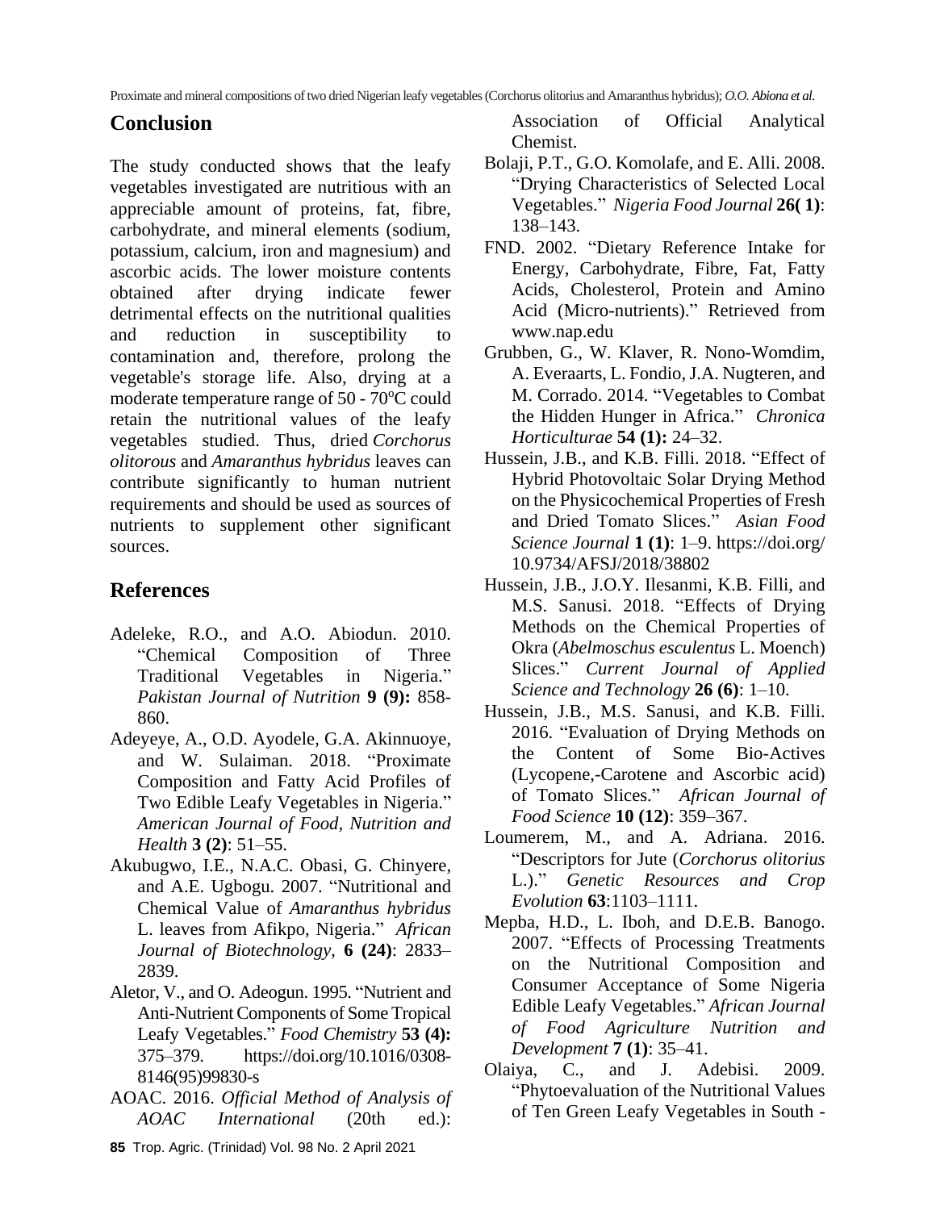## Conclusion

The study conducted shows that the leafy vegetables investigated are nutritious with an appreciable amount of proteins, fat, fibre, carbohydrate, and mineral elements (sodium, potassium, calcium, iron and magnesium) and ascorbic acids. The lower moisture contents obtained after drying indicate fewer detrimental effects on the nutritional qualities and reduction in susceptibility to contamination and, therefore, prolong the vegetable's storage life. Also, drying at a moderate temperature range of 50 - 70°C could retain the nutritional values of the leafy vegetables studied. Thus, dried *Corchorus olitorous* and *Amaranthus hybridus* leaves can contribute significantly to human nutrient requirements and should be used as sources of nutrients to supplement other significant sources.

## References

Adeleke, R.O., and A.O. Abiodun. 2010. "Chemical Composition of Three Traditional Vegetables in Nigeria." *Pakistan Journal of Nutrition* **9 (9):** 858-860.

Adeyeye, A., O.D. Ayodele, G.A. Akinnuoye, and W. Sulaiman. 2018. "Proximate Composition and Fatty Acid Profiles of Two Edible Leafy Vegetables in Nigeria." *American Journal of Food, Nutrition and Health* **3 (2)**: 51–55.

Akubugwo, I.E., N.A.C. Obasi, G. Chinyere, and A.E. Ugbogu. 2007. "Nutritional and Chemical Value of *Amaranthus hybridus* L. leaves from Afikpo, Nigeria." *African Journal of Biotechnology,* **6 (24)**: 2833–2839.

Aletor, V., and O. Adeogun. 1995. "Nutrient and Anti-Nutrient Components of Some Tropical Leafy Vegetables." *Food Chemistry* **53 (4):** 375–379. https://doi.org/10.1016/0308-8146(95)99830-s

AOAC. 2016. *Official Method of Analysis of AOAC International* (20th ed.): Association of Official Analytical Chemist.

Bolaji, P.T., G.O. Komolafe, and E. Alli. 2008. "Drying Characteristics of Selected Local Vegetables." *Nigeria Food Journal* **26( 1)**: 138–143.

FND. 2002. "Dietary Reference Intake for Energy, Carbohydrate, Fibre, Fat, Fatty Acids, Cholesterol, Protein and Amino Acid (Micro-nutrients)." Retrieved from www.nap.edu

Grubben, G., W. Klaver, R. Nono-Womdim, A. Everaarts, L. Fondio, J.A. Nugteren, and M. Corrado. 2014. "Vegetables to Combat the Hidden Hunger in Africa." *Chronica Horticulturae* **54 (1):** 24–32.

Hussein, J.B., and K.B. Filli. 2018. "Effect of Hybrid Photovoltaic Solar Drying Method on the Physicochemical Properties of Fresh and Dried Tomato Slices." *Asian Food Science Journal* **1 (1)**: 1–9. https://doi.org/10.9734/AFSJ/2018/38802

Hussein, J.B., J.O.Y. Ilesanmi, K.B. Filli, and M.S. Sanusi. 2018. "Effects of Drying Methods on the Chemical Properties of Okra (*Abelmoschus esculentus* L. Moench) Slices." *Current Journal of Applied Science and Technology* **26 (6)**: 1–10.

Hussein, J.B., M.S. Sanusi, and K.B. Filli. 2016. "Evaluation of Drying Methods on the Content of Some Bio-Actives (Lycopene,-Carotene and Ascorbic acid) of Tomato Slices." *African Journal of Food Science* **10 (12)**: 359–367.

Loumerem, M., and A. Adriana. 2016. "Descriptors for Jute (*Corchorus olitorius* L.)." *Genetic Resources and Crop Evolution* **63**:1103–1111.

Mepba, H.D., L. Iboh, and D.E.B. Banogo. 2007. "Effects of Processing Treatments on the Nutritional Composition and Consumer Acceptance of Some Nigeria Edible Leafy Vegetables." *African Journal of Food Agriculture Nutrition and Development* **7 (1)**: 35–41.

Olaiya, C., and J. Adebisi. 2009. "Phytoevaluation of the Nutritional Values of Ten Green Leafy Vegetables in South -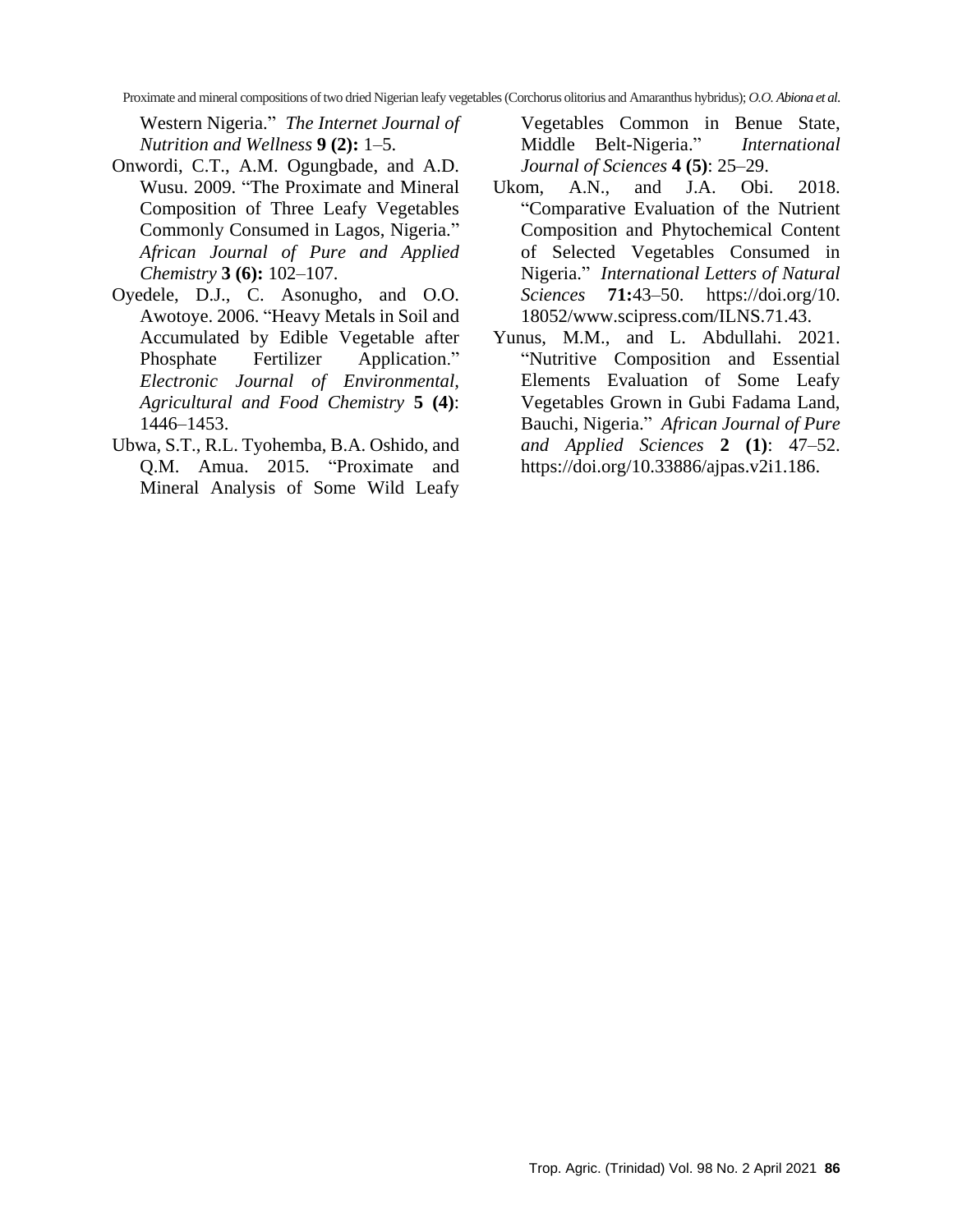Western Nigeria." *The Internet Journal of Nutrition and Wellness* **9 (2):** 1–5.

Onwordi, C.T., A.M. Ogungbade, and A.D. Wusu. 2009. "The Proximate and Mineral Composition of Three Leafy Vegetables Commonly Consumed in Lagos, Nigeria." *African Journal of Pure and Applied Chemistry* **3 (6):** 102–107.

Oyedele, D.J., C. Asonugho, and O.O. Awotoye. 2006. "Heavy Metals in Soil and Accumulated by Edible Vegetable after Phosphate Fertilizer Application." *Electronic Journal of Environmental, Agricultural and Food Chemistry* **5 (4)**: 1446–1453.

Ubwa, S.T., R.L. Tyohemba, B.A. Oshido, and Q.M. Amua. 2015. "Proximate and Mineral Analysis of Some Wild Leafy Vegetables Common in Benue State, Middle Belt-Nigeria." *International Journal of Sciences* **4 (5)**: 25–29.

Ukom, A.N., and J.A. Obi. 2018. "Comparative Evaluation of the Nutrient Composition and Phytochemical Content of Selected Vegetables Consumed in Nigeria." *International Letters of Natural Sciences* **71:**43–50. https://doi.org/10.18052/www.scipress.com/ILNS.71.43.

Yunus, M.M., and L. Abdullahi. 2021. "Nutritive Composition and Essential Elements Evaluation of Some Leafy Vegetables Grown in Gubi Fadama Land, Bauchi, Nigeria." *African Journal of Pure and Applied Sciences* **2 (1)**: 47–52. https://doi.org/10.33886/ajpas.v2i1.186.